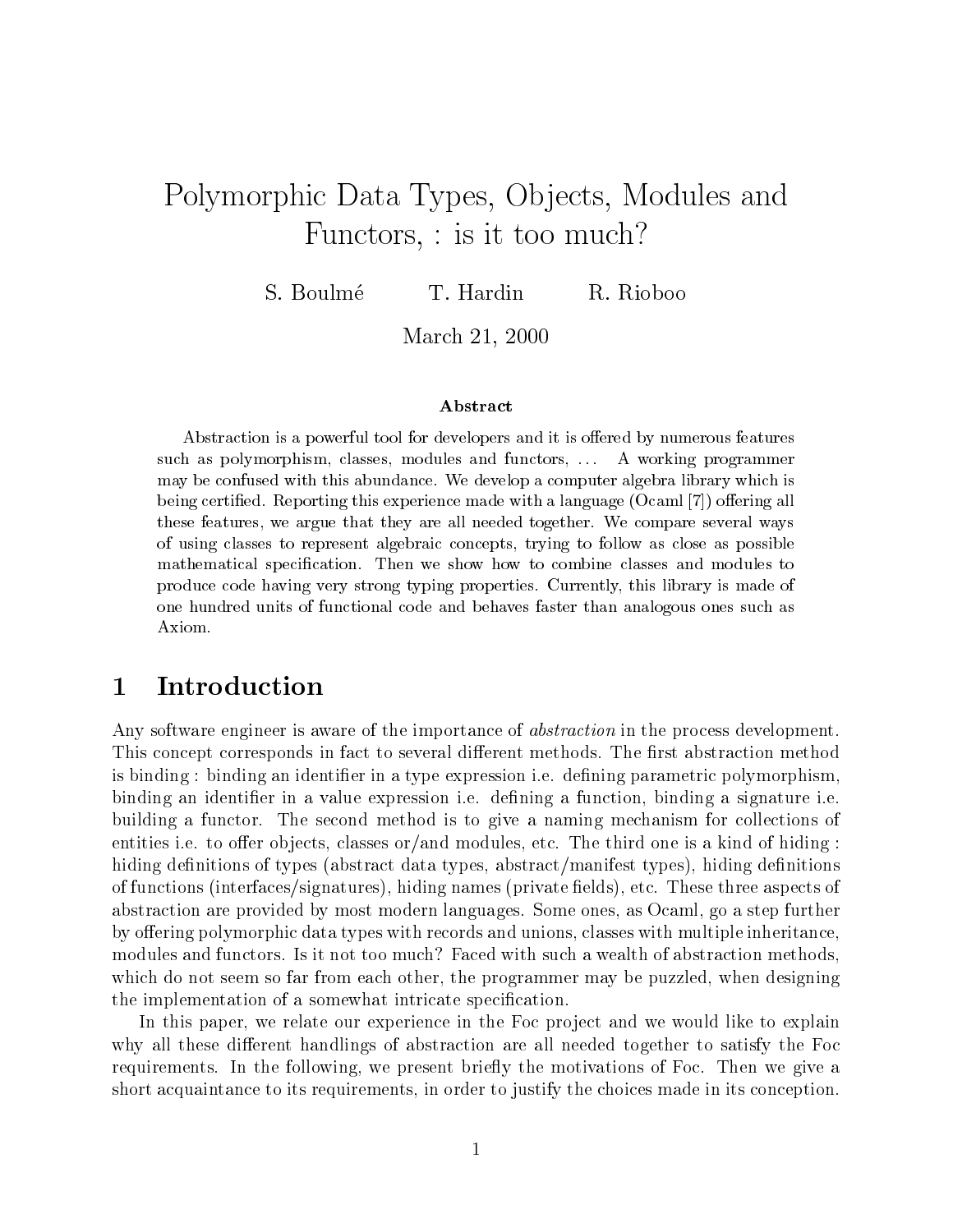# Polymorphic Data Types, Objects, Modules and Functors, : is it too much?

S. Boulmé T. Hardin R. Rioboo

March 21, 2000

### Abstract

Abstraction is a powerful tool for developers and it is offered by numerous features such as polymorphism, classes, modules and functors, ... A working programmer may be confused with this abundance. We develop a computer algebra library which is being certified. Reporting this experience made with a language (Ocaml [7]) offering all these features, we argue that they are all needed together. We compare several ways of using classes to represent algebraic concepts, trying to follow as close as possible mathematical specification. Then we show how to combine classes and modules to produce code having very strong typing properties. Currently, this library is made of one hundred units of functional code and behaves faster than analogous ones such as Axiom.

## 1 Introduction

Any software engineer is aware of the importance of *abstraction* in the process development. This concept corresponds in fact to several different methods. The first abstraction method is binding : binding an identifier in a type expression i.e. defining parametric polymorphism, binding an identifier in a value expression i.e. defining a function, binding a signature i.e. building a functor. The second method is to give a naming mechanism for collections of entities i.e. to offer objects, classes or/and modules, etc. The third one is a kind of hiding : hiding definitions of types (abstract data types, abstract/manifest types), hiding definitions of functions (interfaces/signatures), hiding names (private fields), etc. These three aspects of abstraction are provided by most modern languages. Some ones, as Ocaml, go a step further by offering polymorphic data types with records and unions, classes with multiple inheritance, modules and functors. Is it not too much? Faced with such a wealth of abstraction methods, which do not seem so far from each other, the programmer may be puzzled, when designing the implementation of a somewhat intricate specification.

In this paper, we relate our experience in the Foc project and we would like to explain why all these different handlings of abstraction are all needed together to satisfy the Foc requirements. In the following, we present briefly the motivations of Foc. Then we give a short acquaintance to its requirements, in order to justify the choices made in its conception.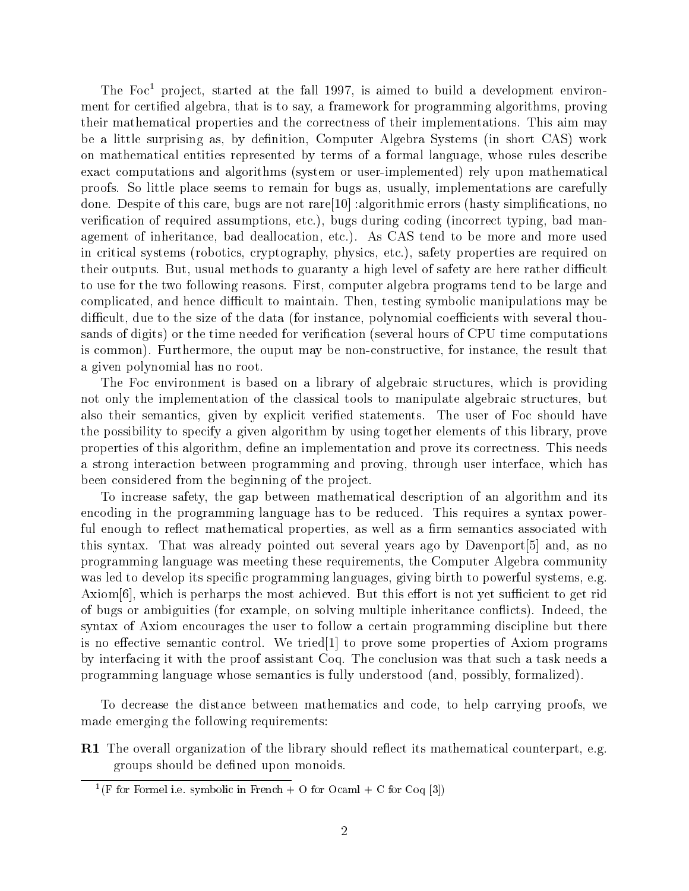The Foc[1] project, started at the fall 1997, is aimed to build a development environment for certified algebra, that is to say, a framework for programming algorithms, proving their mathematical properties and the correctness of their implementations. This aim may be a little surprising as, by definition, Computer Algebra Systems (in short CAS) work on mathematical entities represented by terms of a formal language, whose rules describe exact computations and algorithms (system or user-implemented) rely upon mathematical proofs. So little place seems to remain for bugs as, usually, implementations are carefully done. Despite of this care, bugs are not rare[10] :algorithmic errors (hasty simplifications, no verification of required assumptions, etc.), bugs during coding (incorrect typing, bad management of inheritance, bad deallocation, etc.). As CAS tend to be more and more used in critical systems (robotics, cryptography, physics, etc.), safety properties are required on their outputs. But, usual methods to guaranty a high level of safety are here rather difficult to use for the two following reasons. First, computer algebra programs tend to be large and complicated, and hence difficult to maintain. Then, testing symbolic manipulations may be difficult, due to the size of the data (for instance, polynomial coefficients with several thousands of digits) or the time needed for verification (several hours of CPU time computations is common). Furthermore, the ouput may be non-constructive, for instance, the result that a given polynomial has no root.

The Foc environment is based on a library of algebraic structures, which is providing not only the implementation of the classical tools to manipulate algebraic structures, but also their semantics, given by explicit verified statements. The user of Foc should have the possibility to specify a given algorithm by using together elements of this library, prove properties of this algorithm, define an implementation and prove its correctness. This needs a strong interaction between programming and proving, through user interface, which has been considered from the beginning of the project.

To increase safety, the gap between mathematical description of an algorithm and its encoding in the programming language has to be reduced. This requires a syntax powerful enough to reflect mathematical properties, as well as a firm semantics associated with this syntax. That was already pointed out several years ago by Davenport[5] and, as no programming language was meeting these requirements, the Computer Algebra community was led to develop its specific programming languages, giving birth to powerful systems, e.g. Axiom[6], which is perhaps the most achieved. But this effort is not yet sufficient to get rid of bugs or ambiguities (for example, on solving multiple inheritance conflicts). Indeed, the syntax of Axiom encourages the user to follow a certain programming discipline but there is no effective semantic control. We tried[1] to prove some properties of Axiom programs by interfacing it with the proof assistant Coq. The conclusion was that such a task needs a programming language whose semantics is fully understood (and, possibly, formalized).

To decrease the distance between mathematics and code, to help carrying proofs, we made emerging the following requirements:

**R1** The overall organization of the library should reflect its mathematical counterpart, e.g. groups should be defined upon monoids.

[1] (F for Formel i.e. symbolic in French + O for Ocaml + C for Coq [3])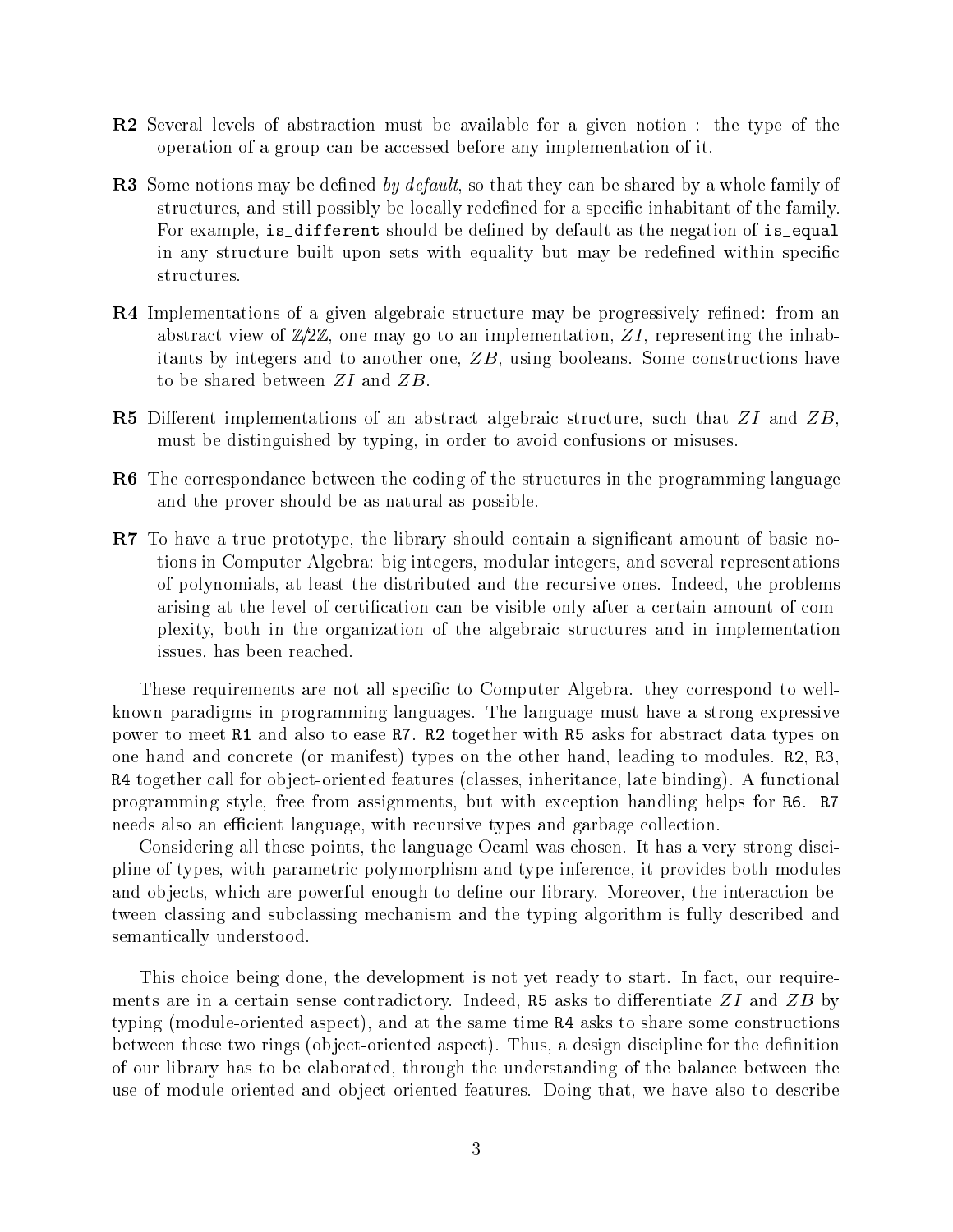**R2** Several levels of abstraction must be available for a given notion : the type of the operation of a group can be accessed before any implementation of it.

**R3** Some notions may be defined *by default*, so that they can be shared by a whole family of structures, and still possibly be locally redefined for a specific inhabitant of the family. For example, `is_different` should be defined by default as the negation of `is_equal` in any structure built upon sets with equality but may be redefined within specific structures.

**R4** Implementations of a given algebraic structure may be progressively refined: from an abstract view of $\mathbb{Z}/2\mathbb{Z}$, one may go to an implementation, $ZI$, representing the inhabitants by integers and to another one, $ZB$, using booleans. Some constructions have to be shared between $ZI$ and $ZB$.

**R5** Different implementations of an abstract algebraic structure, such that $ZI$ and $ZB$, must be distinguished by typing, in order to avoid confusions or misuses.

**R6** The correspondance between the coding of the structures in the programming language and the prover should be as natural as possible.

**R7** To have a true prototype, the library should contain a significant amount of basic notions in Computer Algebra: big integers, modular integers, and several representations of polynomials, at least the distributed and the recursive ones. Indeed, the problems arising at the level of certification can be visible only after a certain amount of complexity, both in the organization of the algebraic structures and in implementation issues, has been reached.

These requirements are not all specific to Computer Algebra. they correspond to well-known paradigms in programming languages. The language must have a strong expressive power to meet `R1` and also to ease `R7`. `R2` together with `R5` asks for abstract data types on one hand and concrete (or manifest) types on the other hand, leading to modules. `R2`, `R3`, `R4` together call for object-oriented features (classes, inheritance, late binding). A functional programming style, free from assignments, but with exception handling helps for `R6`. `R7` needs also an efficient language, with recursive types and garbage collection.

Considering all these points, the language Ocaml was chosen. It has a very strong discipline of types, with parametric polymorphism and type inference, it provides both modules and objects, which are powerful enough to define our library. Moreover, the interaction between classing and subclassing mechanism and the typing algorithm is fully described and semantically understood.

This choice being done, the development is not yet ready to start. In fact, our requirements are in a certain sense contradictory. Indeed, `R5` asks to differentiate $ZI$ and $ZB$ by typing (module-oriented aspect), and at the same time `R4` asks to share some constructions between these two rings (object-oriented aspect). Thus, a design discipline for the definition of our library has to be elaborated, through the understanding of the balance between the use of module-oriented and object-oriented features. Doing that, we have also to describe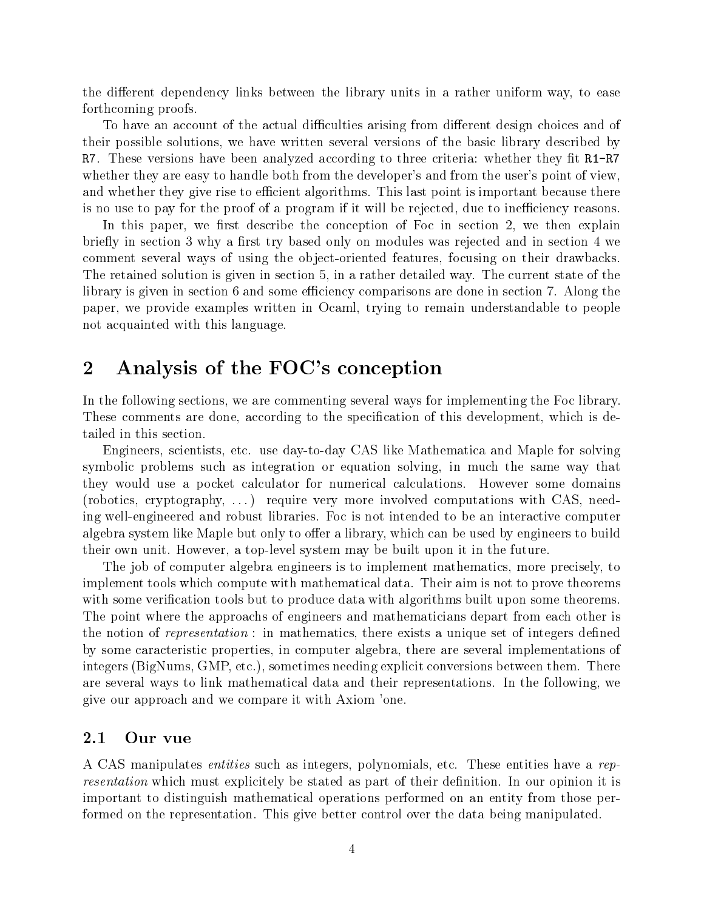the different dependency links between the library units in a rather uniform way, to ease forthcoming proofs.

To have an account of the actual difficulties arising from different design choices and of their possible solutions, we have written several versions of the basic library described by `R7`. These versions have been analyzed according to three criteria: whether they fit `R1-R7` whether they are easy to handle both from the developer's and from the user's point of view, and whether they give rise to efficient algorithms. This last point is important because there is no use to pay for the proof of a program if it will be rejected, due to inefficiency reasons.

In this paper, we first describe the conception of Foc in section 2, we then explain briefly in section 3 why a first try based only on modules was rejected and in section 4 we comment several ways of using the object-oriented features, focusing on their drawbacks. The retained solution is given in section 5, in a rather detailed way. The current state of the library is given in section 6 and some efficiency comparisons are done in section 7. Along the paper, we provide examples written in Ocaml, trying to remain understandable to people not acquainted with this language.

# 2 Analysis of the FOC's conception

In the following sections, we are commenting several ways for implementing the Foc library. These comments are done, according to the specification of this development, which is detailed in this section.

Engineers, scientists, etc. use day-to-day CAS like Mathematica and Maple for solving symbolic problems such as integration or equation solving, in much the same way that they would use a pocket calculator for numerical calculations. However some domains (robotics, cryptography, ...) require very more involved computations with CAS, needing well-engineered and robust libraries. Foc is not intended to be an interactive computer algebra system like Maple but only to offer a library, which can be used by engineers to build their own unit. However, a top-level system may be built upon it in the future.

The job of computer algebra engineers is to implement mathematics, more precisely, to implement tools which compute with mathematical data. Their aim is not to prove theorems with some verification tools but to produce data with algorithms built upon some theorems. The point where the approachs of engineers and mathematicians depart from each other is the notion of *representation* : in mathematics, there exists a unique set of integers defined by some caracteristic properties, in computer algebra, there are several implementations of integers (BigNums, GMP, etc.), sometimes needing explicit conversions between them. There are several ways to link mathematical data and their representations. In the following, we give our approach and we compare it with Axiom 'one.

## 2.1 Our vue

A CAS manipulates *entities* such as integers, polynomials, etc. These entities have a *representation* which must explicitely be stated as part of their definition. In our opinion it is important to distinguish mathematical operations performed on an entity from those performed on the representation. This give better control over the data being manipulated.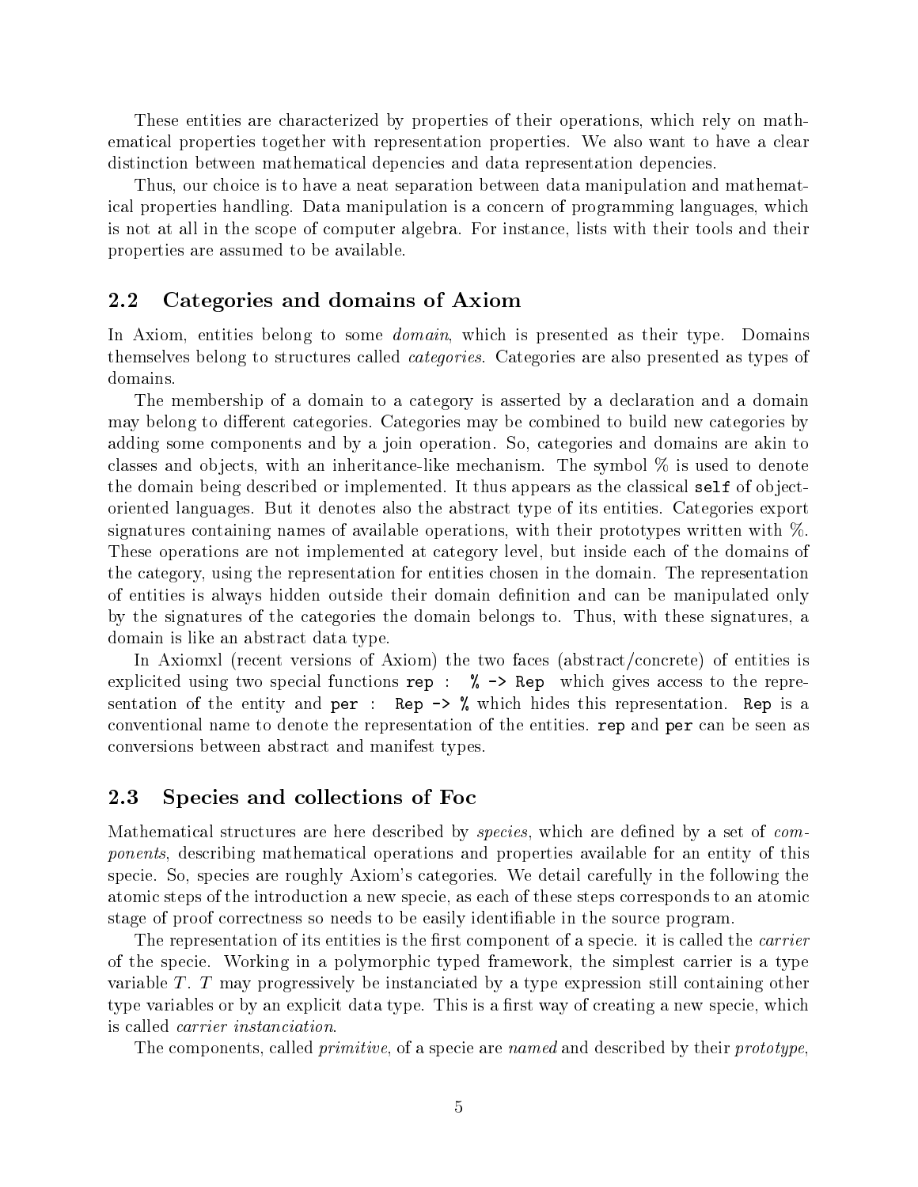These entities are characterized by properties of their operations, which rely on mathematical properties together with representation properties. We also want to have a clear distinction between mathematical depencies and data representation depencies.

Thus, our choice is to have a neat separation between data manipulation and mathematical properties handling. Data manipulation is a concern of programming languages, which is not at all in the scope of computer algebra. For instance, lists with their tools and their properties are assumed to be available.

## 2.2 Categories and domains of Axiom

In Axiom, entities belong to some *domain*, which is presented as their type. Domains themselves belong to structures called *categories*. Categories are also presented as types of domains.

The membership of a domain to a category is asserted by a declaration and a domain may belong to different categories. Categories may be combined to build new categories by adding some components and by a join operation. So, categories and domains are akin to classes and objects, with an inheritance-like mechanism. The symbol % is used to denote the domain being described or implemented. It thus appears as the classical `self` of object-oriented languages. But it denotes also the abstract type of its entities. Categories export signatures containing names of available operations, with their prototypes written with %. These operations are not implemented at category level, but inside each of the domains of the category, using the representation for entities chosen in the domain. The representation of entities is always hidden outside their domain definition and can be manipulated only by the signatures of the categories the domain belongs to. Thus, with these signatures, a domain is like an abstract data type.

In Axiomxl (recent versions of Axiom) the two faces (abstract/concrete) of entities is explicited using two special functions `rep : % -> Rep` which gives access to the representation of the entity and `per : Rep -> %` which hides this representation. `Rep` is a conventional name to denote the representation of the entities. `rep` and `per` can be seen as conversions between abstract and manifest types.

## 2.3 Species and collections of Foc

Mathematical structures are here described by *species*, which are defined by a set of *components*, describing mathematical operations and properties available for an entity of this specie. So, species are roughly Axiom's categories. We detail carefully in the following the atomic steps of the introduction a new specie, as each of these steps corresponds to an atomic stage of proof correctness so needs to be easily identifiable in the source program.

The representation of its entities is the first component of a specie. it is called the *carrier* of the specie. Working in a polymorphic typed framework, the simplest carrier is a type variable $T$. $T$ may progressively be instanciated by a type expression still containing other type variables or by an explicit data type. This is a first way of creating a new specie, which is called *carrier instanciation*.

The components, called *primitive*, of a specie are *named* and described by their *prototype*,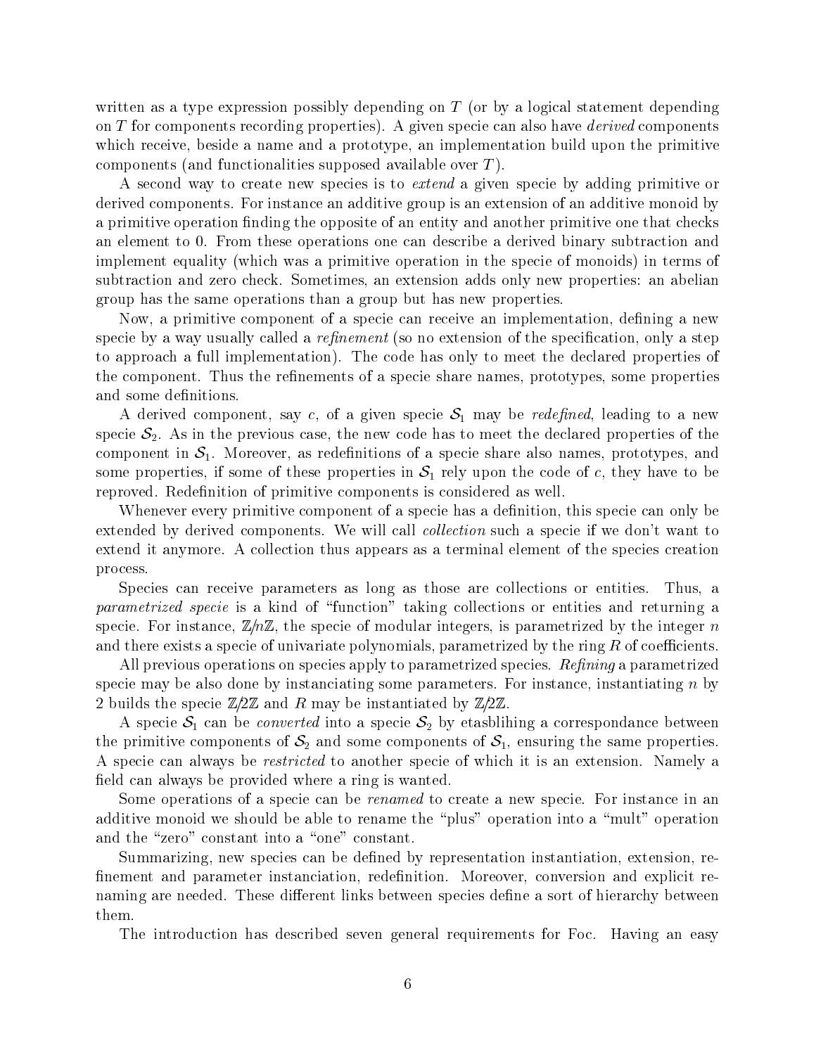written as a type expression possibly depending on $T$ (or by a logical statement depending on $T$ for components recording properties). A given specie can also have *derived* components which receive, beside a name and a prototype, an implementation build upon the primitive components (and functionalities supposed available over $T$).

A second way to create new species is to *extend* a given specie by adding primitive or derived components. For instance an additive group is an extension of an additive monoid by a primitive operation finding the opposite of an entity and another primitive one that checks an element to 0. From these operations one can describe a derived binary subtraction and implement equality (which was a primitive operation in the specie of monoids) in terms of subtraction and zero check. Sometimes, an extension adds only new properties: an abelian group has the same operations than a group but has new properties.

Now, a primitive component of a specie can receive an implementation, defining a new specie by a way usually called a *refinement* (so no extension of the specification, only a step to approach a full implementation). The code has only to meet the declared properties of the component. Thus the refinements of a specie share names, prototypes, some properties and some definitions.

A derived component, say $c$, of a given specie $\mathcal{S}_1$ may be *redefined*, leading to a new specie $\mathcal{S}_2$. As in the previous case, the new code has to meet the declared properties of the component in $\mathcal{S}_1$. Moreover, as redefinitions of a specie share also names, prototypes, and some properties, if some of these properties in $\mathcal{S}_1$ rely upon the code of $c$, they have to be reproved. Redefinition of primitive components is considered as well.

Whenever every primitive component of a specie has a definition, this specie can only be extended by derived components. We will call *collection* such a specie if we don't want to extend it anymore. A collection thus appears as a terminal element of the species creation process.

Species can receive parameters as long as those are collections or entities. Thus, a *parametrized specie* is a kind of "function" taking collections or entities and returning a specie. For instance, $\mathbb{Z}/n\mathbb{Z}$, the specie of modular integers, is parametrized by the integer $n$ and there exists a specie of univariate polynomials, parametrized by the ring $R$ of coefficients.

All previous operations on species apply to parametrized species. *Refining* a parametrized specie may be also done by instanciating some parameters. For instance, instantiating $n$ by 2 builds the specie $\mathbb{Z}/2\mathbb{Z}$ and $R$ may be instantiated by $\mathbb{Z}/2\mathbb{Z}$.

A specie $\mathcal{S}_1$ can be *converted* into a specie $\mathcal{S}_2$ by etasblihing a correspondance between the primitive components of $\mathcal{S}_2$ and some components of $\mathcal{S}_1$, ensuring the same properties. A specie can always be *restricted* to another specie of which it is an extension. Namely a field can always be provided where a ring is wanted.

Some operations of a specie can be *renamed* to create a new specie. For instance in an additive monoid we should be able to rename the "plus" operation into a "mult" operation and the "zero" constant into a "one" constant.

Summarizing, new species can be defined by representation instantiation, extension, refinement and parameter instanciation, redefinition. Moreover, conversion and explicit renaming are needed. These different links between species define a sort of hierarchy between them.

The introduction has described seven general requirements for Foc. Having an easy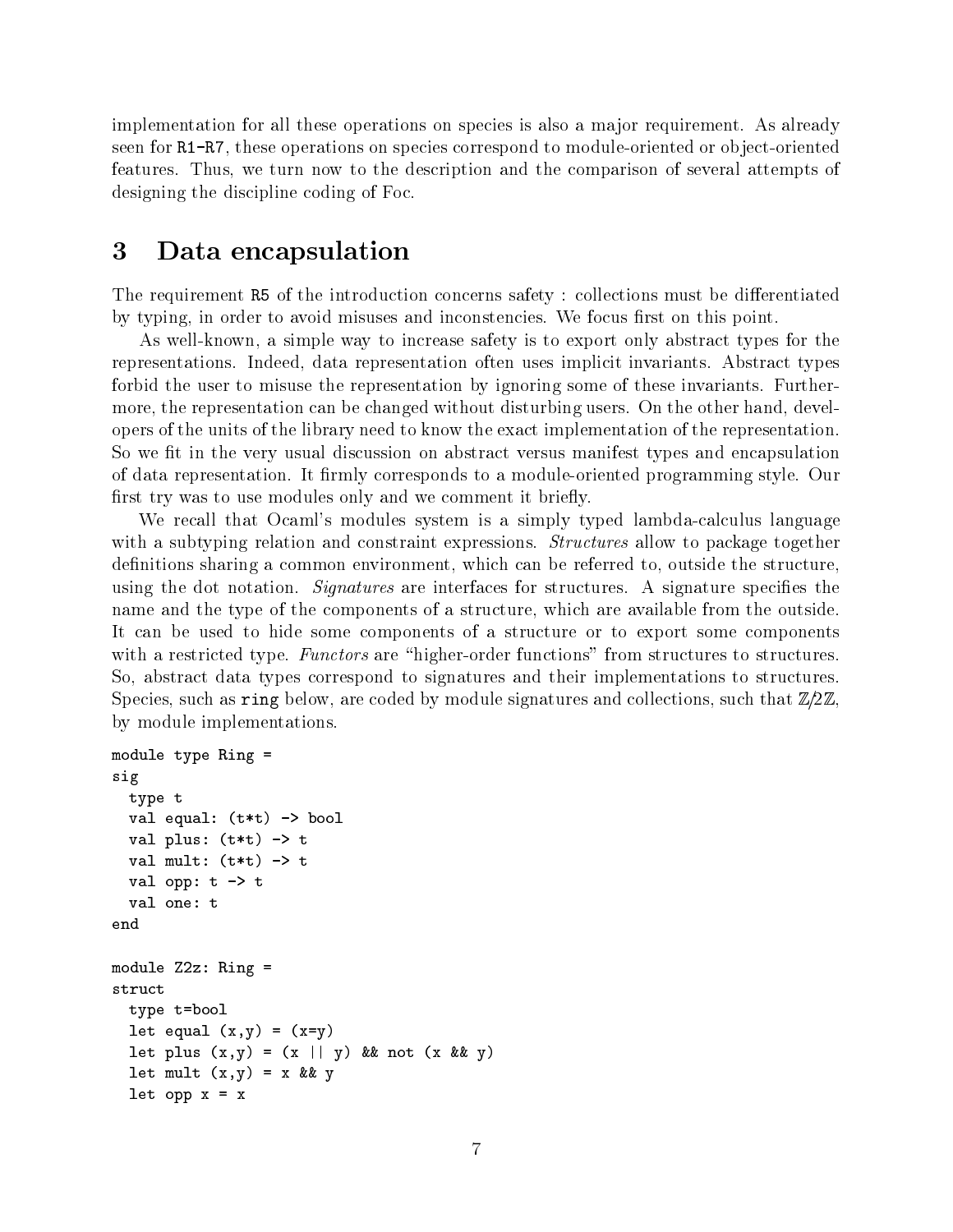implementation for all these operations on species is also a major requirement. As already seen for R1-R7, these operations on species correspond to module-oriented or object-oriented features. Thus, we turn now to the description and the comparison of several attempts of designing the discipline coding of Foc.

## 3 Data encapsulation

The requirement R5 of the introduction concerns safety : collections must be differentiated by typing, in order to avoid misuses and inconstencies. We focus first on this point.

As well-known, a simple way to increase safety is to export only abstract types for the representations. Indeed, data representation often uses implicit invariants. Abstract types forbid the user to misuse the representation by ignoring some of these invariants. Furthermore, the representation can be changed without disturbing users. On the other hand, developers of the units of the library need to know the exact implementation of the representation. So we fit in the very usual discussion on abstract versus manifest types and encapsulation of data representation. It firmly corresponds to a module-oriented programming style. Our first try was to use modules only and we comment it briefly.

We recall that Ocaml's modules system is a simply typed lambda-calculus language with a subtyping relation and constraint expressions. *Structures* allow to package together definitions sharing a common environment, which can be referred to, outside the structure, using the dot notation. *Signatures* are interfaces for structures. A signature specifies the name and the type of the components of a structure, which are available from the outside. It can be used to hide some components of a structure or to export some components with a restricted type. *Functors* are "higher-order functions" from structures to structures. So, abstract data types correspond to signatures and their implementations to structures. Species, such as `ring` below, are coded by module signatures and collections, such that $\mathbb{Z}/2\mathbb{Z}$, by module implementations.

```
module type Ring =
sig
  type t
  val equal: (t*t) -> bool
  val plus: (t*t) -> t
  val mult: (t*t) -> t
  val opp: t -> t
  val one: t
end

module Z2z: Ring =
struct
  type t=bool
  let equal (x,y) = (x=y)
  let plus (x,y) = (x || y) && not (x && y)
  let mult (x,y) = x && y
  let opp x = x
```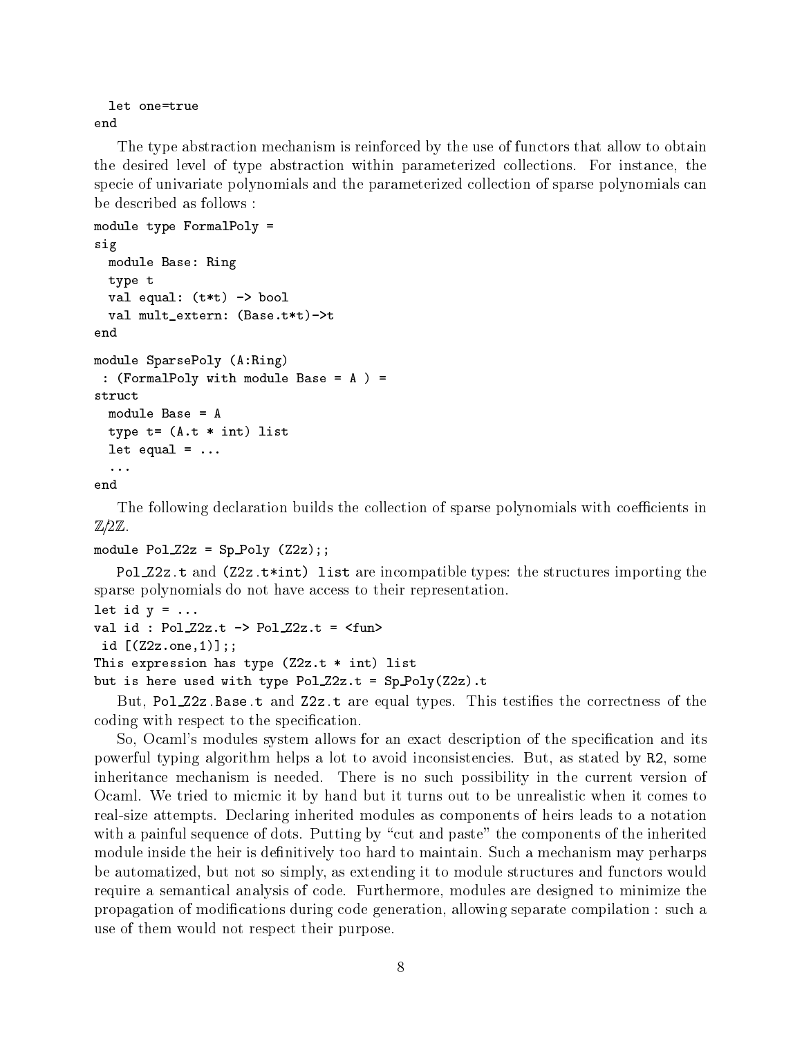```
  let one=true
end
```

The type abstraction mechanism is reinforced by the use of functors that allow to obtain the desired level of type abstraction within parameterized collections. For instance, the specie of univariate polynomials and the parameterized collection of sparse polynomials can be described as follows :

```
module type FormalPoly =
sig
  module Base: Ring
  type t
  val equal: (t*t) -> bool
  val mult_extern: (Base.t*t)->t
end

module SparsePoly (A:Ring)
 : (FormalPoly with module Base = A ) =
struct
  module Base = A
  type t= (A.t * int) list
  let equal = ...
  ...
end
```

The following declaration builds the collection of sparse polynomials with coefficients in $\mathbb{Z}/2\mathbb{Z}$.

```
module Pol_Z2z = Sp_Poly (Z2z);;
```

`Pol_Z2z.t` and `(Z2z.t*int) list` are incompatible types: the structures importing the sparse polynomials do not have access to their representation.

```
let id y = ...
val id : Pol_Z2z.t -> Pol_Z2z.t = <fun>
 id [(Z2z.one,1)];;
This expression has type (Z2z.t * int) list
but is here used with type Pol_Z2z.t = Sp_Poly(Z2z).t
```

But, `Pol_Z2z.Base.t` and `Z2z.t` are equal types. This testifies the correctness of the coding with respect to the specification.

So, Ocaml's modules system allows for an exact description of the specification and its powerful typing algorithm helps a lot to avoid inconsistencies. But, as stated by `R2`, some inheritance mechanism is needed. There is no such possibility in the current version of Ocaml. We tried to micmic it by hand but it turns out to be unrealistic when it comes to real-size attempts. Declaring inherited modules as components of heirs leads to a notation with a painful sequence of dots. Putting by "cut and paste" the components of the inherited module inside the heir is definitively too hard to maintain. Such a mechanism may perharps be automatized, but not so simply, as extending it to module structures and functors would require a semantical analysis of code. Furthermore, modules are designed to minimize the propagation of modifications during code generation, allowing separate compilation : such a use of them would not respect their purpose.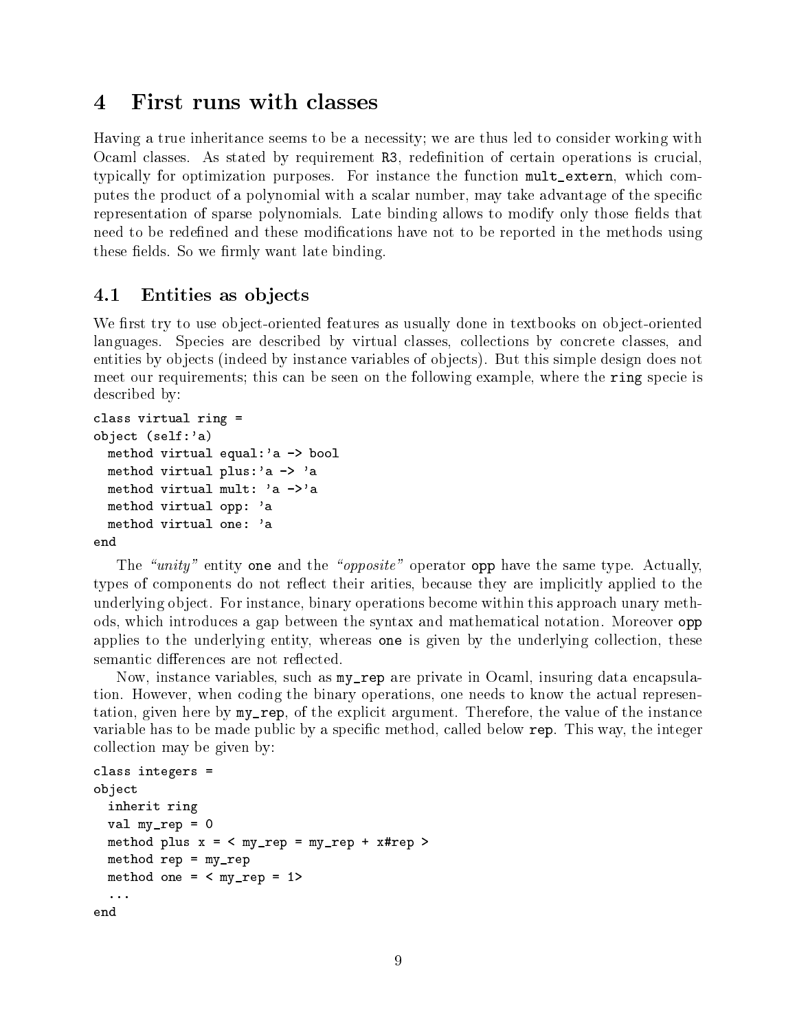## 4 First runs with classes

Having a true inheritance seems to be a necessity; we are thus led to consider working with Ocaml classes. As stated by requirement R3, redefinition of certain operations is crucial, typically for optimization purposes. For instance the function `mult_extern`, which computes the product of a polynomial with a scalar number, may take advantage of the specific representation of sparse polynomials. Late binding allows to modify only those fields that need to be redefined and these modifications have not to be reported in the methods using these fields. So we firmly want late binding.

### 4.1 Entities as objects

We first try to use object-oriented features as usually done in textbooks on object-oriented languages. Species are described by virtual classes, collections by concrete classes, and entities by objects (indeed by instance variables of objects). But this simple design does not meet our requirements; this can be seen on the following example, where the `ring` specie is described by:

```
class virtual ring =
object (self:'a)
  method virtual equal:'a -> bool
  method virtual plus:'a -> 'a
  method virtual mult: 'a ->'a
  method virtual opp: 'a
  method virtual one: 'a
end
```

The *"unity"* entity `one` and the *"opposite"* operator `opp` have the same type. Actually, types of components do not reflect their arities, because they are implicitly applied to the underlying object. For instance, binary operations become within this approach unary methods, which introduces a gap between the syntax and mathematical notation. Moreover `opp` applies to the underlying entity, whereas `one` is given by the underlying collection, these semantic differences are not reflected.

Now, instance variables, such as `my_rep` are private in Ocaml, insuring data encapsulation. However, when coding the binary operations, one needs to know the actual representation, given here by `my_rep`, of the explicit argument. Therefore, the value of the instance variable has to be made public by a specific method, called below `rep`. This way, the integer collection may be given by:

```
class integers =
object
  inherit ring
  val my_rep = 0
  method plus x = < my_rep = my_rep + x#rep >
  method rep = my_rep
  method one = < my_rep = 1>
  ...
end
```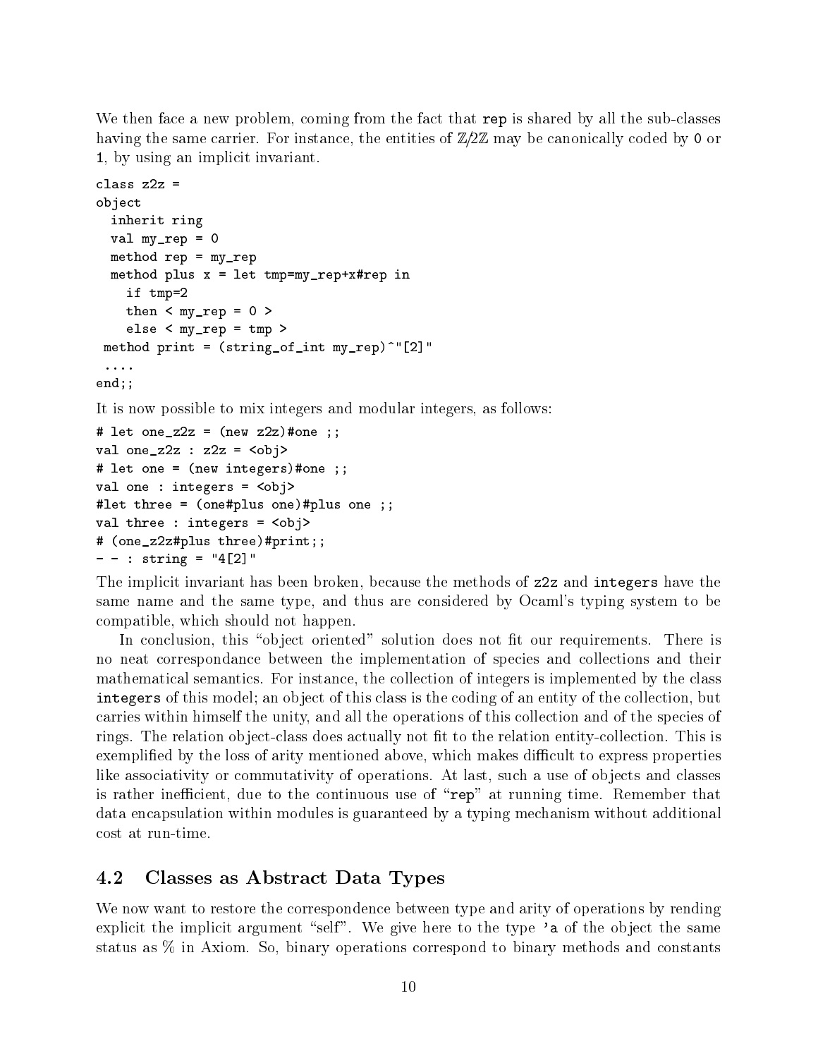We then face a new problem, coming from the fact that `rep` is shared by all the sub-classes having the same carrier. For instance, the entities of $\mathbb{Z}/2\mathbb{Z}$ may be canonically coded by `0` or `1`, by using an implicit invariant.

```
class z2z =
object
  inherit ring
  val my_rep = 0
  method rep = my_rep
  method plus x = let tmp=my_rep+x#rep in
    if tmp=2
    then < my_rep = 0 >
    else < my_rep = tmp >
 method print = (string_of_int my_rep)^"[2]"
 ....
end;;
```

It is now possible to mix integers and modular integers, as follows:

```
# let one_z2z = (new z2z)#one ;;
val one_z2z : z2z = <obj>
# let one = (new integers)#one ;;
val one : integers = <obj>
#let three = (one#plus one)#plus one ;;
val three : integers = <obj>
# (one_z2z#plus three)#print;;
- - : string = "4[2]"
```

The implicit invariant has been broken, because the methods of `z2z` and `integers` have the same name and the same type, and thus are considered by Ocaml's typing system to be compatible, which should not happen.

In conclusion, this "object oriented" solution does not fit our requirements. There is no neat correspondance between the implementation of species and collections and their mathematical semantics. For instance, the collection of integers is implemented by the class `integers` of this model; an object of this class is the coding of an entity of the collection, but carries within himself the unity, and all the operations of this collection and of the species of rings. The relation object-class does actually not fit to the relation entity-collection. This is exemplified by the loss of arity mentioned above, which makes difficult to express properties like associativity or commutativity of operations. At last, such a use of objects and classes is rather inefficient, due to the continuous use of "`rep`" at running time. Remember that data encapsulation within modules is guaranteed by a typing mechanism without additional cost at run-time.

## 4.2 Classes as Abstract Data Types

We now want to restore the correspondence between type and arity of operations by rending explicit the implicit argument "self". We give here to the type `'a` of the object the same status as % in Axiom. So, binary operations correspond to binary methods and constants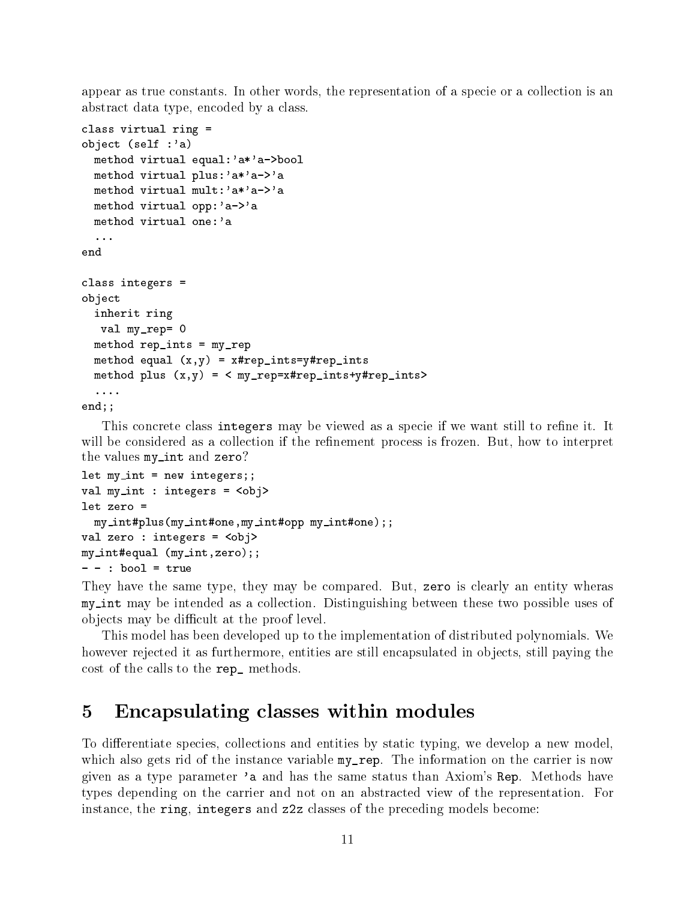appear as true constants. In other words, the representation of a specie or a collection is an abstract data type, encoded by a class.

```
class virtual ring =
object (self :'a)
  method virtual equal:'a*'a->bool
  method virtual plus:'a*'a->'a
  method virtual mult:'a*'a->'a
  method virtual opp:'a->'a
  method virtual one:'a
  ...
end

class integers =
object
  inherit ring
   val my_rep= 0
  method rep_ints = my_rep
  method equal (x,y) = x#rep_ints=y#rep_ints
  method plus (x,y) = < my_rep=x#rep_ints+y#rep_ints>
  ....
end;;
```

This concrete class integers may be viewed as a specie if we want still to refine it. It will be considered as a collection if the refinement process is frozen. But, how to interpret the values my_int and zero?

```
let my_int = new integers;;
val my_int : integers = <obj>
let zero =
  my_int#plus(my_int#one,my_int#opp my_int#one);;
val zero : integers = <obj>
my_int#equal (my_int,zero);;
- - : bool = true
```

They have the same type, they may be compared. But, zero is clearly an entity wheras my_int may be intended as a collection. Distinguishing between these two possible uses of objects may be difficult at the proof level.

This model has been developed up to the implementation of distributed polynomials. We however rejected it as furthermore, entities are still encapsulated in objects, still paying the cost of the calls to the rep_ methods.

# 5 Encapsulating classes within modules

To differentiate species, collections and entities by static typing, we develop a new model, which also gets rid of the instance variable my_rep. The information on the carrier is now given as a type parameter 'a and has the same status than Axiom's Rep. Methods have types depending on the carrier and not on an abstracted view of the representation. For instance, the ring, integers and z2z classes of the preceding models become: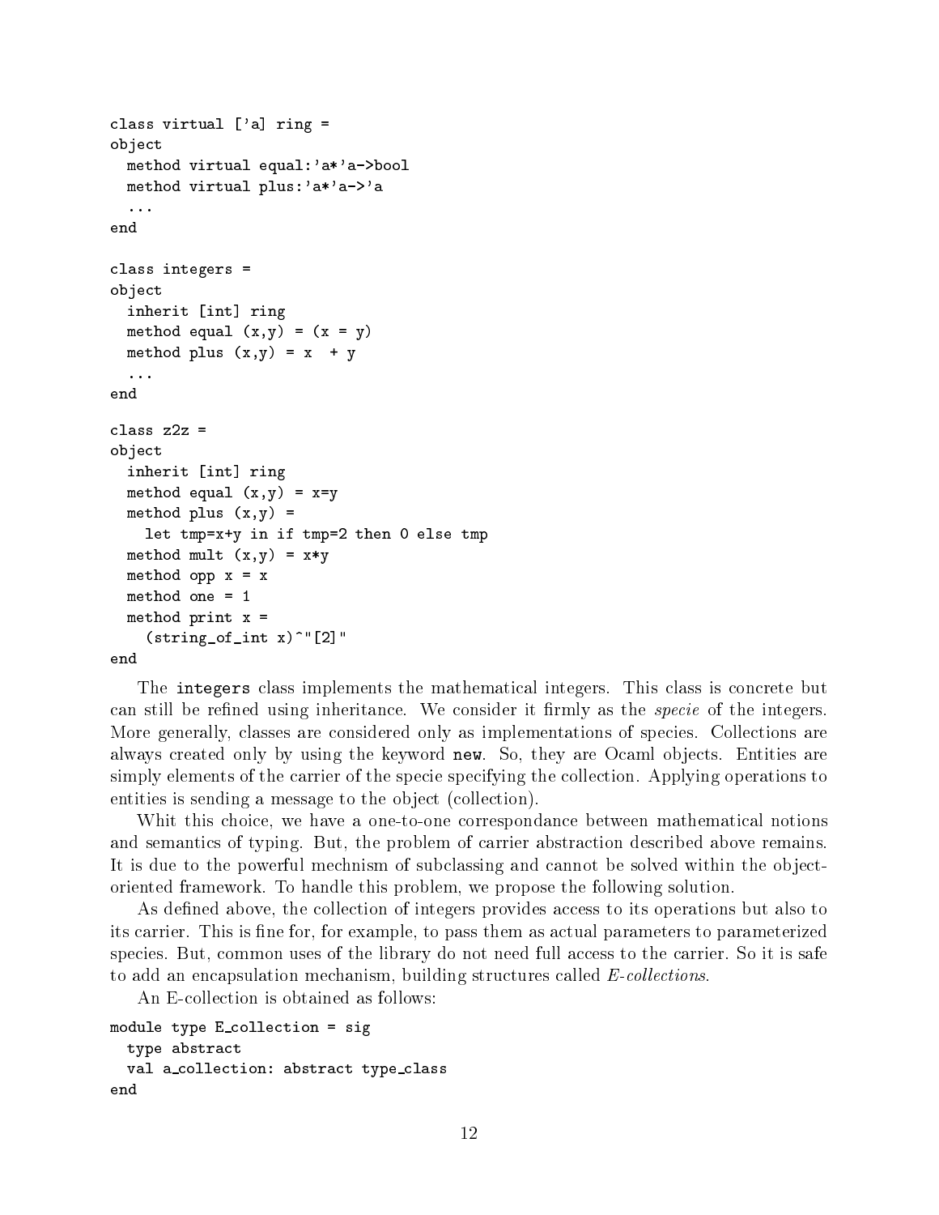```
class virtual ['a] ring =
object
  method virtual equal:'a*'a->bool
  method virtual plus:'a*'a->'a
  ...
end

class integers =
object
  inherit [int] ring
  method equal (x,y) = (x = y)
  method plus (x,y) = x  + y
  ...
end

class z2z =
object
  inherit [int] ring
  method equal (x,y) = x=y
  method plus (x,y) =
    let tmp=x+y in if tmp=2 then 0 else tmp
  method mult (x,y) = x*y
  method opp x = x
  method one = 1
  method print x =
    (string_of_int x)^"[2]"
end
```

The **integers** class implements the mathematical integers. This class is concrete but can still be refined using inheritance. We consider it firmly as the *specie* of the integers. More generally, classes are considered only as implementations of species. Collections are always created only by using the keyword **new**. So, they are Ocaml objects. Entities are simply elements of the carrier of the specie specifying the collection. Applying operations to entities is sending a message to the object (collection).

Whit this choice, we have a one-to-one correspondance between mathematical notions and semantics of typing. But, the problem of carrier abstraction described above remains. It is due to the powerful mechnism of subclassing and cannot be solved within the object-oriented framework. To handle this problem, we propose the following solution.

As defined above, the collection of integers provides access to its operations but also to its carrier. This is fine for, for example, to pass them as actual parameters to parameterized species. But, common uses of the library do not need full access to the carrier. So it is safe to add an encapsulation mechanism, building structures called *E-collections*.

An E-collection is obtained as follows:

```
module type E_collection = sig
  type abstract
  val a_collection: abstract type_class
end
```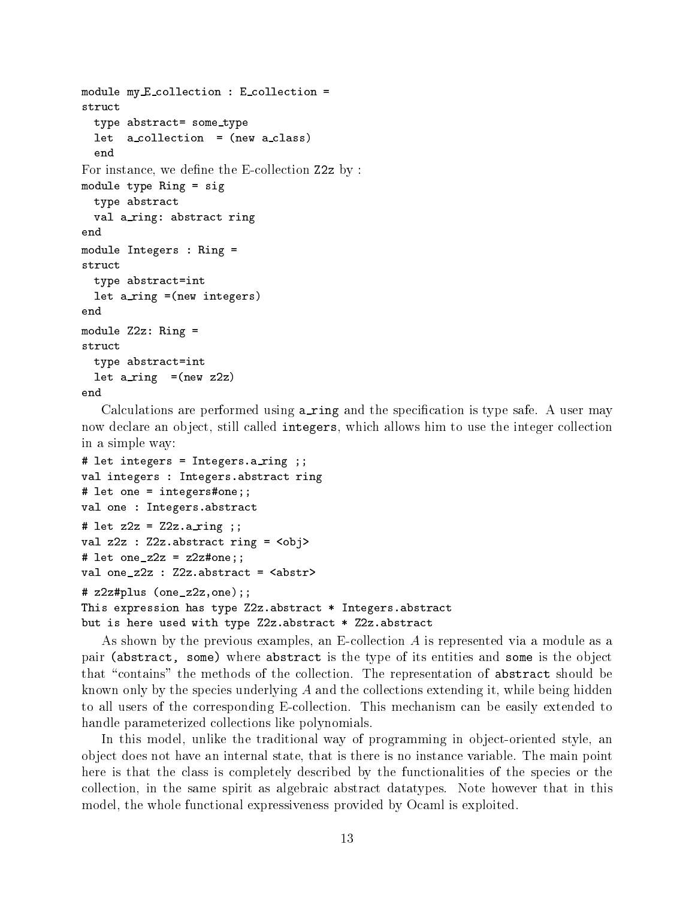```
module my_E_collection : E_collection =
struct
  type abstract= some_type
  let  a_collection  = (new a_class)
  end
```

For instance, we define the E-collection Z2z by :

```
module type Ring = sig
  type abstract
  val a_ring: abstract ring
end
module Integers : Ring =
struct
  type abstract=int
  let a_ring =(new integers)
end
module Z2z: Ring =
struct
  type abstract=int
  let a_ring  =(new z2z)
end
```

Calculations are performed using `a_ring` and the specification is type safe. A user may now declare an object, still called `integers`, which allows him to use the integer collection in a simple way:

```
# let integers = Integers.a_ring ;;
val integers : Integers.abstract ring
# let one = integers#one;;
val one : Integers.abstract
# let z2z = Z2z.a_ring ;;
val z2z : Z2z.abstract ring = <obj>
# let one_z2z = z2z#one;;
val one_z2z : Z2z.abstract = <abstr>
# z2z#plus (one_z2z,one);;
This expression has type Z2z.abstract * Integers.abstract
but is here used with type Z2z.abstract * Z2z.abstract
```

As shown by the previous examples, an E-collection $A$ is represented via a module as a pair `(abstract, some)` where `abstract` is the type of its entities and `some` is the object that "contains" the methods of the collection. The representation of `abstract` should be known only by the species underlying $A$ and the collections extending it, while being hidden to all users of the corresponding E-collection. This mechanism can be easily extended to handle parameterized collections like polynomials.

In this model, unlike the traditional way of programming in object-oriented style, an object does not have an internal state, that is there is no instance variable. The main point here is that the class is completely described by the functionalities of the species or the collection, in the same spirit as algebraic abstract datatypes. Note however that in this model, the whole functional expressiveness provided by Ocaml is exploited.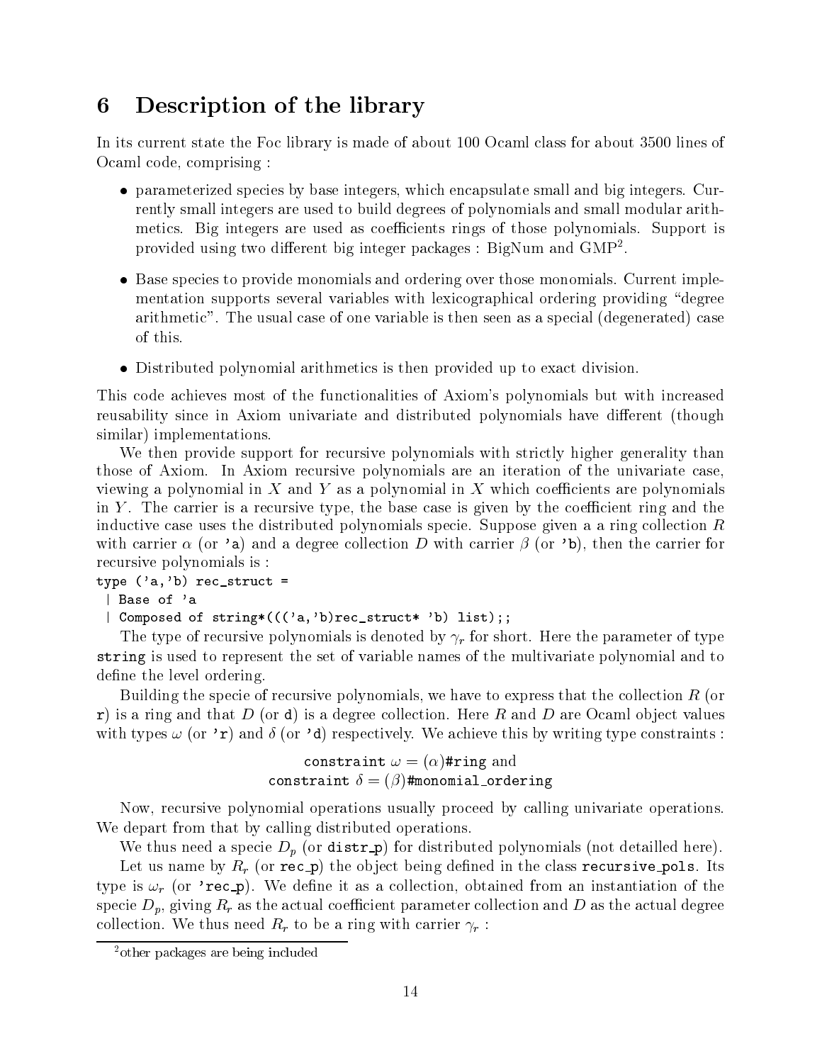# 6 Description of the library

In its current state the Foc library is made of about 100 Ocaml class for about 3500 lines of Ocaml code, comprising :

- parameterized species by base integers, which encapsulate small and big integers. Currently small integers are used to build degrees of polynomials and small modular arithmetics. Big integers are used as coefficients rings of those polynomials. Support is provided using two different big integer packages : BigNum and GMP[2].
- Base species to provide monomials and ordering over those monomials. Current implementation supports several variables with lexicographical ordering providing "degree arithmetic". The usual case of one variable is then seen as a special (degenerated) case of this.
- Distributed polynomial arithmetics is then provided up to exact division.

This code achieves most of the functionalities of Axiom's polynomials but with increased reusability since in Axiom univariate and distributed polynomials have different (though similar) implementations.

We then provide support for recursive polynomials with strictly higher generality than those of Axiom. In Axiom recursive polynomials are an iteration of the univariate case, viewing a polynomial in $X$ and $Y$ as a polynomial in $X$ which coefficients are polynomials in $Y$. The carrier is a recursive type, the base case is given by the coefficient ring and the inductive case uses the distributed polynomials specie. Suppose given a a ring collection $R$ with carrier $\alpha$ (or `'a`) and a degree collection $D$ with carrier $\beta$ (or `'b`), then the carrier for recursive polynomials is :

```
type ('a,'b) rec_struct =
 | Base of 'a
 | Composed of string*((('a,'b)rec_struct* 'b) list);;
```

The type of recursive polynomials is denoted by $\gamma_r$ for short. Here the parameter of type `string` is used to represent the set of variable names of the multivariate polynomial and to define the level ordering.

Building the specie of recursive polynomials, we have to express that the collection $R$ (or `r`) is a ring and that $D$ (or `d`) is a degree collection. Here $R$ and $D$ are Ocaml object values with types $\omega$ (or `'r`) and $\delta$ (or `'d`) respectively. We achieve this by writing type constraints :

$$\texttt{constraint } \omega = (\alpha)\texttt{\#ring} \text{ and}$$
$$\texttt{constraint } \delta = (\beta)\texttt{\#monomial\_ordering}$$

Now, recursive polynomial operations usually proceed by calling univariate operations. We depart from that by calling distributed operations.

We thus need a specie $D_p$ (or `distr_p`) for distributed polynomials (not detailled here).

Let us name by $R_r$ (or `rec_p`) the object being defined in the class `recursive_pols`. Its type is $\omega_r$ (or `'rec_p`). We define it as a collection, obtained from an instantiation of the specie $D_p$, giving $R_r$ as the actual coefficient parameter collection and $D$ as the actual degree collection. We thus need $R_r$ to be a ring with carrier $\gamma_r$ :

[2] other packages are being included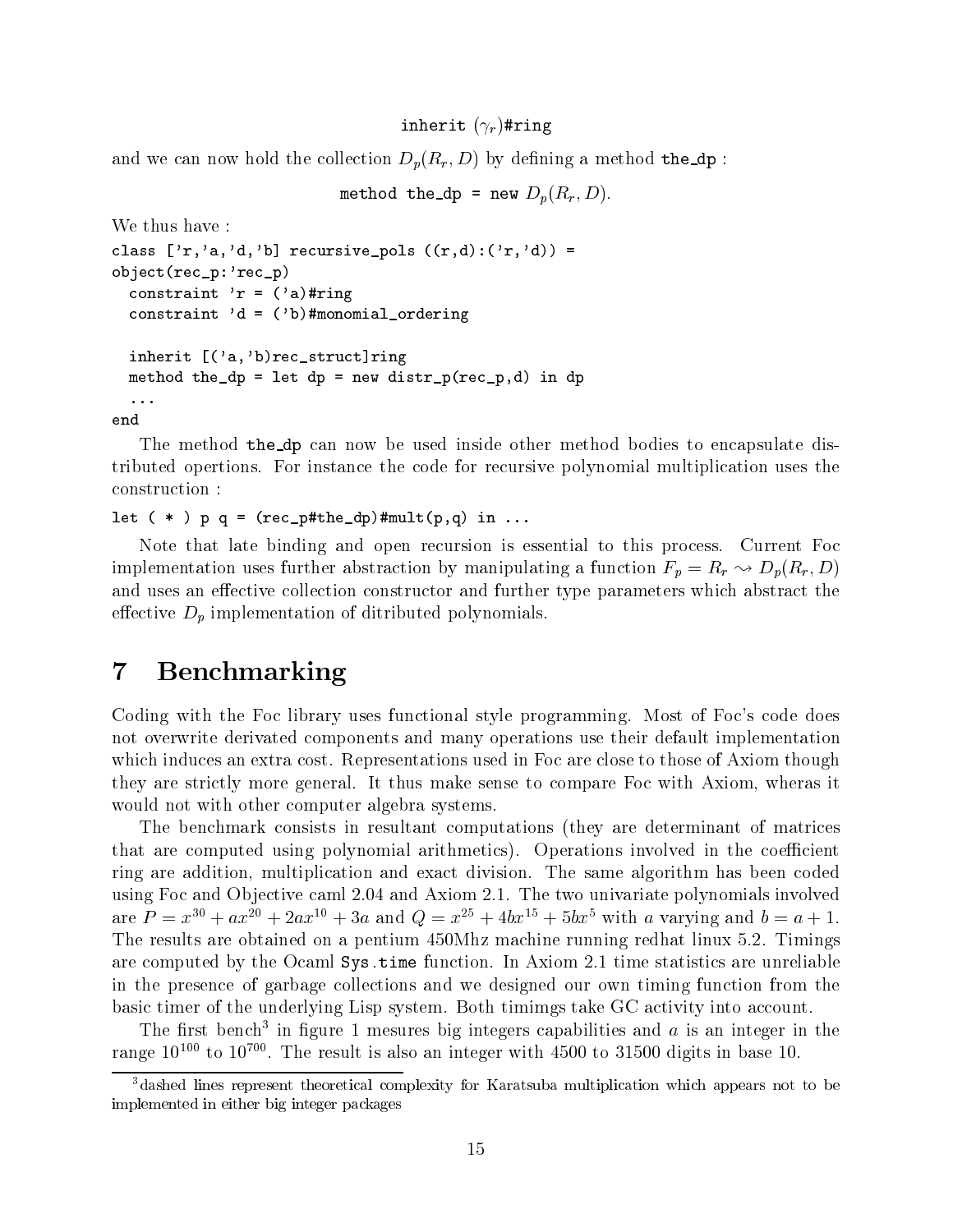inherit $(\gamma_r)$#ring

and we can now hold the collection $D_p(R_r, D)$ by defining a method `the_dp` :

method the_dp = new $D_p(R_r, D)$.

We thus have :

```
class ['r,'a,'d,'b] recursive_pols ((r,d):('r,'d)) =
object(rec_p:'rec_p)
  constraint 'r = ('a)#ring
  constraint 'd = ('b)#monomial_ordering

  inherit [('a,'b)rec_struct]ring
  method the_dp = let dp = new distr_p(rec_p,d) in dp
  ...
end
```

The method `the_dp` can now be used inside other method bodies to encapsulate distributed opertions. For instance the code for recursive polynomial multiplication uses the construction :

```
let ( * ) p q = (rec_p#the_dp)#mult(p,q) in ...
```

Note that late binding and open recursion is essential to this process. Current Foc implementation uses further abstraction by manipulating a function $F_p = R_r \rightsquigarrow D_p(R_r, D)$ and uses an effective collection constructor and further type parameters which abstract the effective $D_p$ implementation of ditributed polynomials.

# 7 Benchmarking

Coding with the Foc library uses functional style programming. Most of Foc's code does not overwrite derivated components and many operations use their default implementation which induces an extra cost. Representations used in Foc are close to those of Axiom though they are strictly more general. It thus make sense to compare Foc with Axiom, wheras it would not with other computer algebra systems.

The benchmark consists in resultant computations (they are determinant of matrices that are computed using polynomial arithmetics). Operations involved in the coefficient ring are addition, multiplication and exact division. The same algorithm has been coded using Foc and Objective caml 2.04 and Axiom 2.1. The two univariate polynomials involved are $P = x^{30} + ax^{20} + 2ax^{10} + 3a$ and $Q = x^{25} + 4bx^{15} + 5bx^5$ with $a$ varying and $b = a + 1$. The results are obtained on a pentium 450Mhz machine running redhat linux 5.2. Timings are computed by the Ocaml `Sys.time` function. In Axiom 2.1 time statistics are unreliable in the presence of garbage collections and we designed our own timing function from the basic timer of the underlying Lisp system. Both timimgs take GC activity into account.

The first bench[3] in figure 1 mesures big integers capabilities and $a$ is an integer in the range $10^{100}$ to $10^{700}$. The result is also an integer with 4500 to 31500 digits in base 10.

[3] dashed lines represent theoretical complexity for Karatsuba multiplication which appears not to be implemented in either big integer packages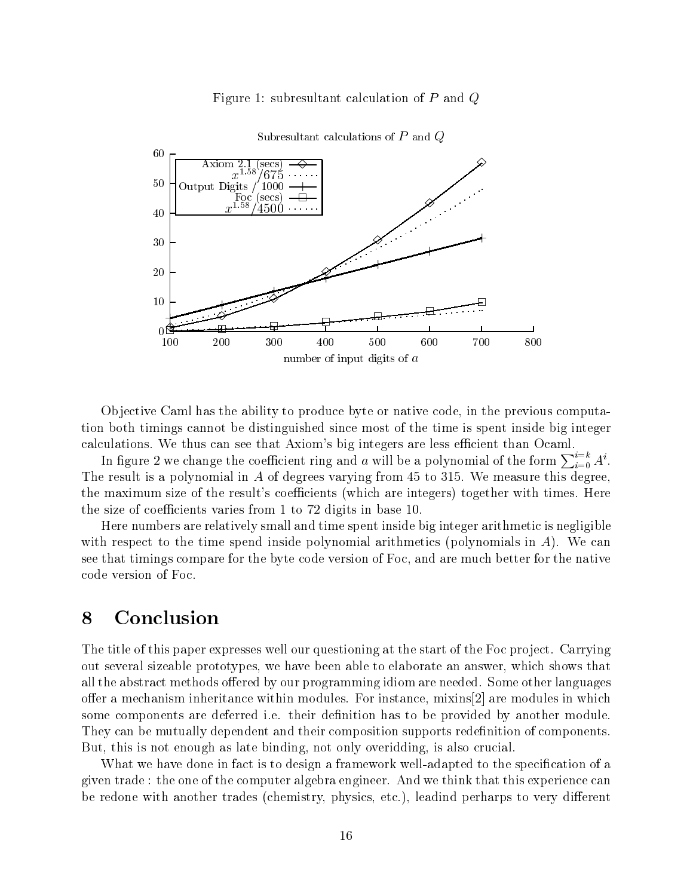Figure 1: subresultant calculation of $P$ and $Q$

Objective Caml has the ability to produce byte or native code, in the previous computation both timings cannot be distinguished since most of the time is spent inside big integer calculations. We thus can see that Axiom's big integers are less efficient than Ocaml.

In figure 2 we change the coefficient ring and $a$ will be a polynomial of the form $\sum_{i=0}^{i=k} A^i$. The result is a polynomial in $A$ of degrees varying from 45 to 315. We measure this degree, the maximum size of the result's coefficients (which are integers) together with times. Here the size of coefficients varies from 1 to 72 digits in base 10.

Here numbers are relatively small and time spent inside big integer arithmetic is negligible with respect to the time spend inside polynomial arithmetics (polynomials in $A$). We can see that timings compare for the byte code version of Foc, and are much better for the native code version of Foc.

# 8 Conclusion

The title of this paper expresses well our questioning at the start of the Foc project. Carrying out several sizeable prototypes, we have been able to elaborate an answer, which shows that all the abstract methods offered by our programming idiom are needed. Some other languages offer a mechanism inheritance within modules. For instance, mixins[2] are modules in which some components are deferred i.e. their definition has to be provided by another module. They can be mutually dependent and their composition supports redefinition of components. But, this is not enough as late binding, not only overidding, is also crucial.

What we have done in fact is to design a framework well-adapted to the specification of a given trade : the one of the computer algebra engineer. And we think that this experience can be redone with another trades (chemistry, physics, etc.), leadind perharps to very different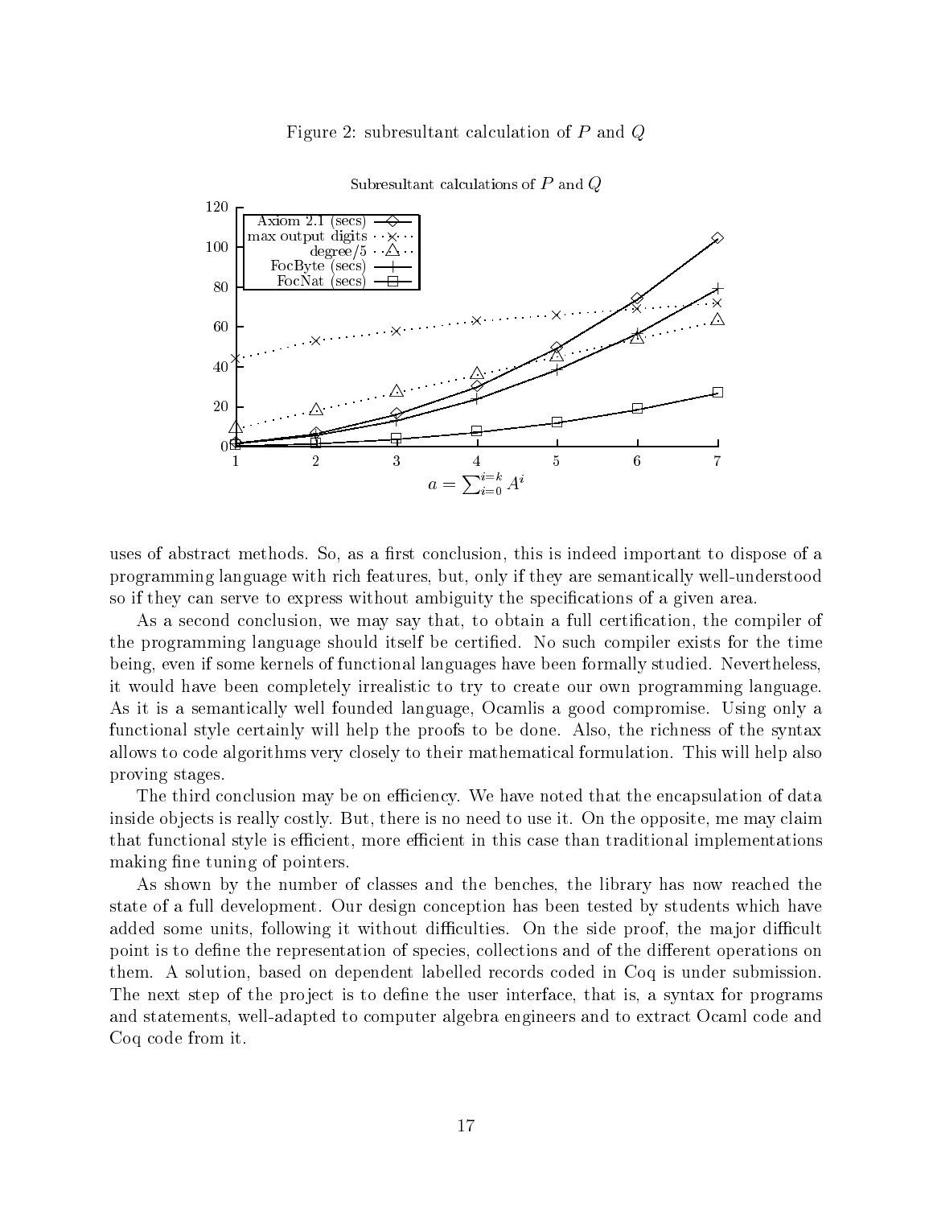Figure 2: subresultant calculation of $P$ and $Q$

uses of abstract methods. So, as a first conclusion, this is indeed important to dispose of a programming language with rich features, but, only if they are semantically well-understood so if they can serve to express without ambiguity the specifications of a given area.

As a second conclusion, we may say that, to obtain a full certification, the compiler of the programming language should itself be certified. No such compiler exists for the time being, even if some kernels of functional languages have been formally studied. Nevertheless, it would have been completely irrealistic to try to create our own programming language. As it is a semantically well founded language, Ocamlis a good compromise. Using only a functional style certainly will help the proofs to be done. Also, the richness of the syntax allows to code algorithms very closely to their mathematical formulation. This will help also proving stages.

The third conclusion may be on efficiency. We have noted that the encapsulation of data inside objects is really costly. But, there is no need to use it. On the opposite, me may claim that functional style is efficient, more efficient in this case than traditional implementations making fine tuning of pointers.

As shown by the number of classes and the benches, the library has now reached the state of a full development. Our design conception has been tested by students which have added some units, following it without difficulties. On the side proof, the major difficult point is to define the representation of species, collections and of the different operations on them. A solution, based on dependent labelled records coded in Coq is under submission. The next step of the project is to define the user interface, that is, a syntax for programs and statements, well-adapted to computer algebra engineers and to extract Ocaml code and Coq code from it.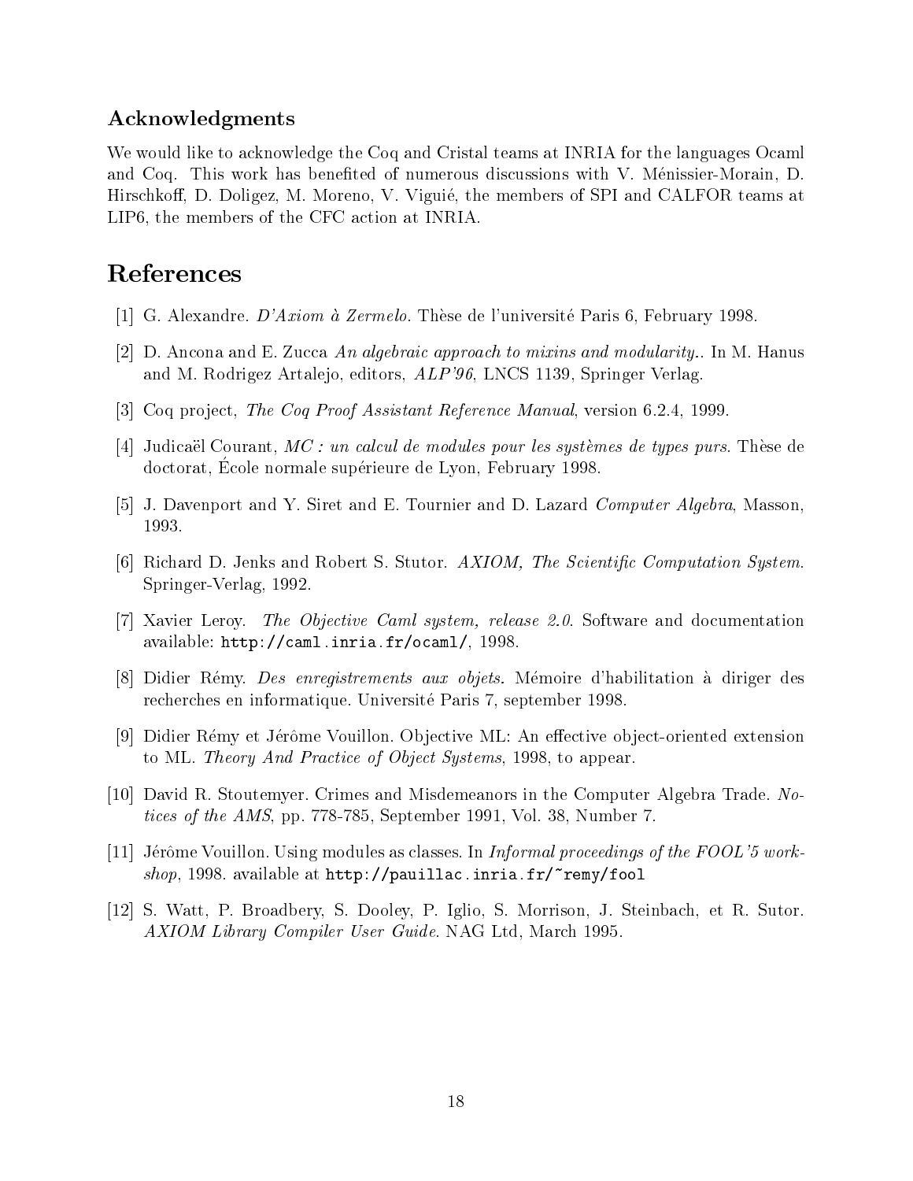### Acknowledgments

We would like to acknowledge the Coq and Cristal teams at INRIA for the languages Ocaml and Coq. This work has benefited of numerous discussions with V. Ménissier-Morain, D. Hirschkoff, D. Doligez, M. Moreno, V. Viguié, the members of SPI and CALFOR teams at LIP6, the members of the CFC action at INRIA.

## References

[1] G. Alexandre. *D'Axiom à Zermelo*. Thèse de l'université Paris 6, February 1998.

[2] D. Ancona and E. Zucca *An algebraic approach to mixins and modularity.*. In M. Hanus and M. Rodrigez Artalejo, editors, *ALP'96*, LNCS 1139, Springer Verlag.

[3] Coq project, *The Coq Proof Assistant Reference Manual*, version 6.2.4, 1999.

[4] Judicaël Courant, *MC : un calcul de modules pour les systèmes de types purs*. Thèse de doctorat, École normale supérieure de Lyon, February 1998.

[5] J. Davenport and Y. Siret and E. Tournier and D. Lazard *Computer Algebra*, Masson, 1993.

[6] Richard D. Jenks and Robert S. Stutor. *AXIOM, The Scientific Computation System*. Springer-Verlag, 1992.

[7] Xavier Leroy. *The Objective Caml system, release 2.0*. Software and documentation available: `http://caml.inria.fr/ocaml/`, 1998.

[8] Didier Rémy. *Des enregistrements aux objets*. Mémoire d'habilitation à diriger des recherches en informatique. Université Paris 7, september 1998.

[9] Didier Rémy et Jérôme Vouillon. Objective ML: An effective object-oriented extension to ML. *Theory And Practice of Object Systems*, 1998, to appear.

[10] David R. Stoutemyer. Crimes and Misdemeanors in the Computer Algebra Trade. *Notices of the AMS*, pp. 778-785, September 1991, Vol. 38, Number 7.

[11] Jérôme Vouillon. Using modules as classes. In *Informal proceedings of the FOOL'5 workshop*, 1998. available at `http://pauillac.inria.fr/~remy/fool`

[12] S. Watt, P. Broadbery, S. Dooley, P. Iglio, S. Morrison, J. Steinbach, et R. Sutor. *AXIOM Library Compiler User Guide*. NAG Ltd, March 1995.